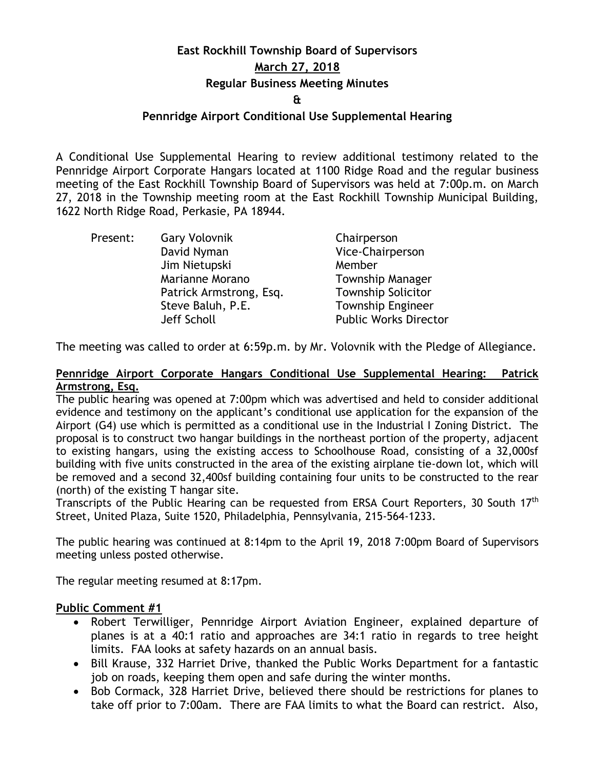**East Rockhill Township Board of Supervisors**

**March 27, 2018**

**Regular Business Meeting Minutes**

**&**

**Pennridge Airport Conditional Use Supplemental Hearing**

A Conditional Use Supplemental Hearing to review additional testimony related to the Pennridge Airport Corporate Hangars located at 1100 Ridge Road and the regular business meeting of the East Rockhill Township Board of Supervisors was held at 7:00p.m. on March 27, 2018 in the Township meeting room at the East Rockhill Township Municipal Building, 1622 North Ridge Road, Perkasie, PA 18944.

| | | |
|---|---|---|
| Present: | Gary Volovnik | Chairperson |
| | David Nyman | Vice-Chairperson |
| | Jim Nietupski | Member |
| | Marianne Morano | Township Manager |
| | Patrick Armstrong, Esq. | Township Solicitor |
| | Steve Baluh, P.E. | Township Engineer |
| | Jeff Scholl | Public Works Director |

The meeting was called to order at 6:59p.m. by Mr. Volovnik with the Pledge of Allegiance.

**Pennridge Airport Corporate Hangars Conditional Use Supplemental Hearing: Patrick Armstrong, Esq.**

The public hearing was opened at 7:00pm which was advertised and held to consider additional evidence and testimony on the applicant's conditional use application for the expansion of the Airport (G4) use which is permitted as a conditional use in the Industrial I Zoning District. The proposal is to construct two hangar buildings in the northeast portion of the property, adjacent to existing hangars, using the existing access to Schoolhouse Road, consisting of a 32,000sf building with five units constructed in the area of the existing airplane tie-down lot, which will be removed and a second 32,400sf building containing four units to be constructed to the rear (north) of the existing T hangar site.

Transcripts of the Public Hearing can be requested from ERSA Court Reporters, 30 South 17th Street, United Plaza, Suite 1520, Philadelphia, Pennsylvania, 215-564-1233.

The public hearing was continued at 8:14pm to the April 19, 2018 7:00pm Board of Supervisors meeting unless posted otherwise.

The regular meeting resumed at 8:17pm.

**Public Comment #1**

- Robert Terwilliger, Pennridge Airport Aviation Engineer, explained departure of planes is at a 40:1 ratio and approaches are 34:1 ratio in regards to tree height limits. FAA looks at safety hazards on an annual basis.
- Bill Krause, 332 Harriet Drive, thanked the Public Works Department for a fantastic job on roads, keeping them open and safe during the winter months.
- Bob Cormack, 328 Harriet Drive, believed there should be restrictions for planes to take off prior to 7:00am. There are FAA limits to what the Board can restrict. Also,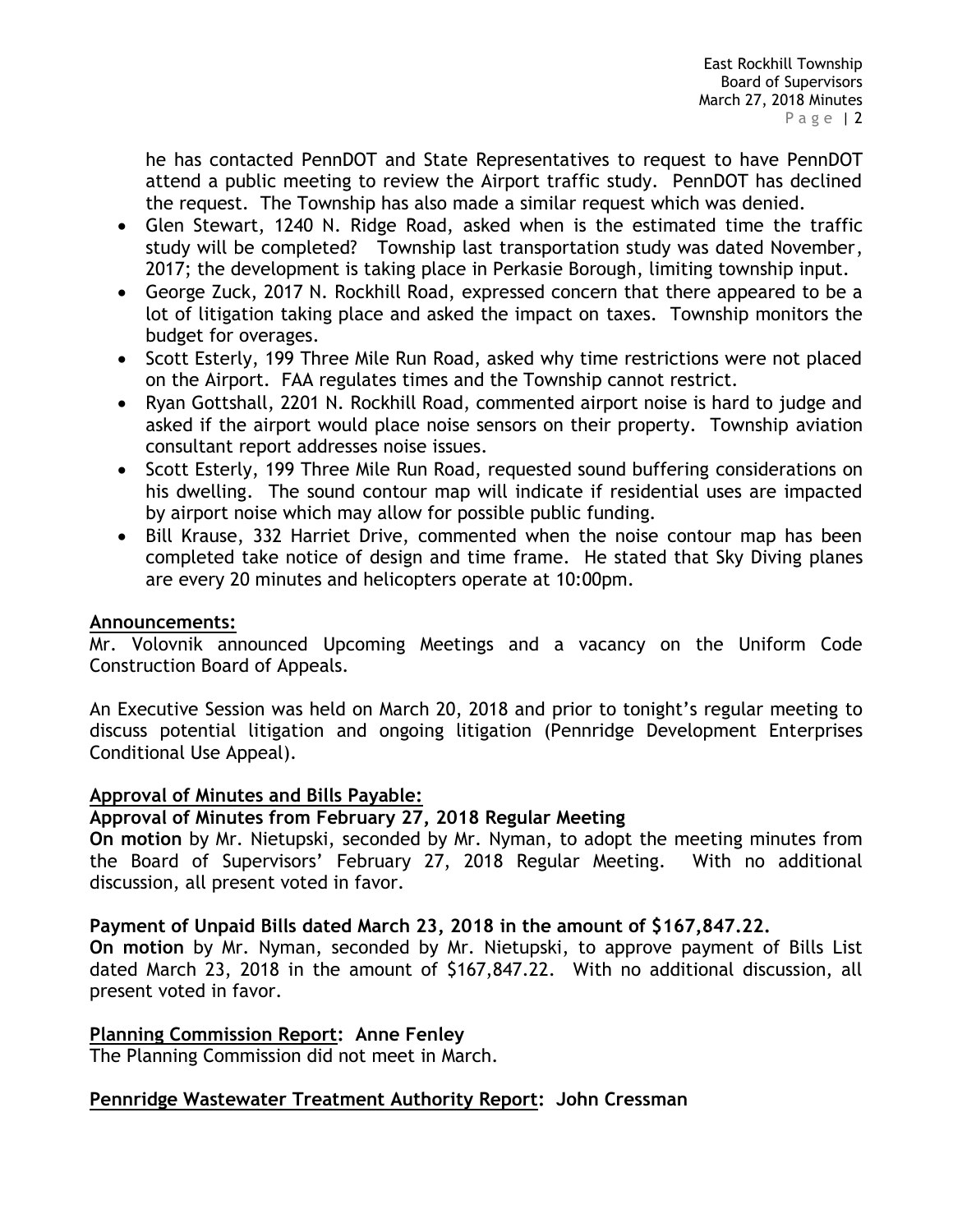he has contacted PennDOT and State Representatives to request to have PennDOT attend a public meeting to review the Airport traffic study. PennDOT has declined the request. The Township has also made a similar request which was denied.

- Glen Stewart, 1240 N. Ridge Road, asked when is the estimated time the traffic study will be completed? Township last transportation study was dated November, 2017; the development is taking place in Perkasie Borough, limiting township input.
- George Zuck, 2017 N. Rockhill Road, expressed concern that there appeared to be a lot of litigation taking place and asked the impact on taxes. Township monitors the budget for overages.
- Scott Esterly, 199 Three Mile Run Road, asked why time restrictions were not placed on the Airport. FAA regulates times and the Township cannot restrict.
- Ryan Gottshall, 2201 N. Rockhill Road, commented airport noise is hard to judge and asked if the airport would place noise sensors on their property. Township aviation consultant report addresses noise issues.
- Scott Esterly, 199 Three Mile Run Road, requested sound buffering considerations on his dwelling. The sound contour map will indicate if residential uses are impacted by airport noise which may allow for possible public funding.
- Bill Krause, 332 Harriet Drive, commented when the noise contour map has been completed take notice of design and time frame. He stated that Sky Diving planes are every 20 minutes and helicopters operate at 10:00pm.

## Announcements:

Mr. Volovnik announced Upcoming Meetings and a vacancy on the Uniform Code Construction Board of Appeals.

An Executive Session was held on March 20, 2018 and prior to tonight's regular meeting to discuss potential litigation and ongoing litigation (Pennridge Development Enterprises Conditional Use Appeal).

## Approval of Minutes and Bills Payable:

**Approval of Minutes from February 27, 2018 Regular Meeting**

**On motion** by Mr. Nietupski, seconded by Mr. Nyman, to adopt the meeting minutes from the Board of Supervisors' February 27, 2018 Regular Meeting. With no additional discussion, all present voted in favor.

**Payment of Unpaid Bills dated March 23, 2018 in the amount of $167,847.22.**

**On motion** by Mr. Nyman, seconded by Mr. Nietupski, to approve payment of Bills List dated March 23, 2018 in the amount of $167,847.22. With no additional discussion, all present voted in favor.

## Planning Commission Report: Anne Fenley

The Planning Commission did not meet in March.

## Pennridge Wastewater Treatment Authority Report: John Cressman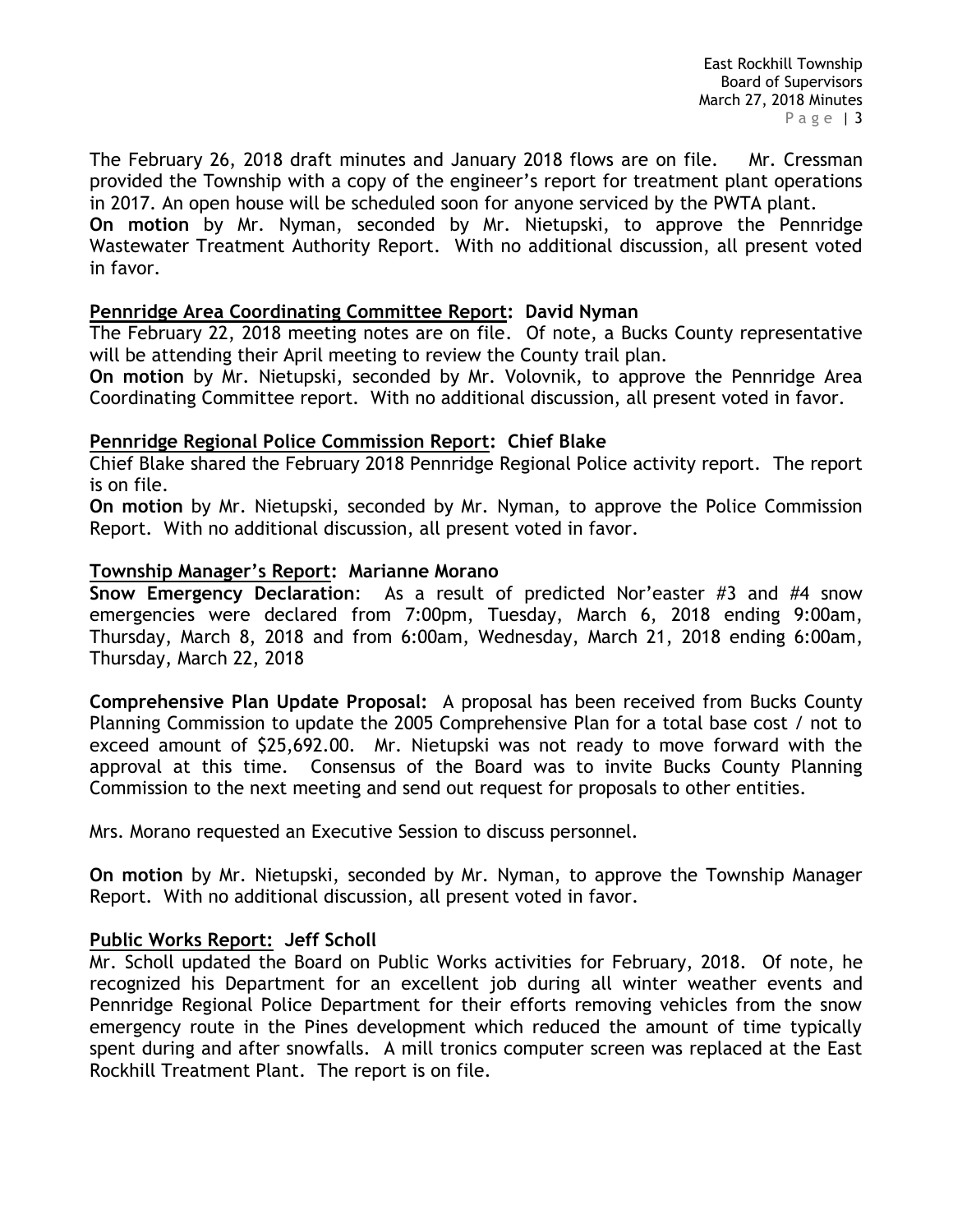The February 26, 2018 draft minutes and January 2018 flows are on file. Mr. Cressman provided the Township with a copy of the engineer's report for treatment plant operations in 2017. An open house will be scheduled soon for anyone serviced by the PWTA plant.

**On motion** by Mr. Nyman, seconded by Mr. Nietupski, to approve the Pennridge Wastewater Treatment Authority Report. With no additional discussion, all present voted in favor.

**Pennridge Area Coordinating Committee Report: David Nyman**

The February 22, 2018 meeting notes are on file. Of note, a Bucks County representative will be attending their April meeting to review the County trail plan.

**On motion** by Mr. Nietupski, seconded by Mr. Volovnik, to approve the Pennridge Area Coordinating Committee report. With no additional discussion, all present voted in favor.

**Pennridge Regional Police Commission Report: Chief Blake**

Chief Blake shared the February 2018 Pennridge Regional Police activity report. The report is on file.

**On motion** by Mr. Nietupski, seconded by Mr. Nyman, to approve the Police Commission Report. With no additional discussion, all present voted in favor.

**Township Manager's Report: Marianne Morano**

**Snow Emergency Declaration**: As a result of predicted Nor'easter #3 and #4 snow emergencies were declared from 7:00pm, Tuesday, March 6, 2018 ending 9:00am, Thursday, March 8, 2018 and from 6:00am, Wednesday, March 21, 2018 ending 6:00am, Thursday, March 22, 2018

**Comprehensive Plan Update Proposal:** A proposal has been received from Bucks County Planning Commission to update the 2005 Comprehensive Plan for a total base cost / not to exceed amount of $25,692.00. Mr. Nietupski was not ready to move forward with the approval at this time. Consensus of the Board was to invite Bucks County Planning Commission to the next meeting and send out request for proposals to other entities.

Mrs. Morano requested an Executive Session to discuss personnel.

**On motion** by Mr. Nietupski, seconded by Mr. Nyman, to approve the Township Manager Report. With no additional discussion, all present voted in favor.

**Public Works Report: Jeff Scholl**

Mr. Scholl updated the Board on Public Works activities for February, 2018. Of note, he recognized his Department for an excellent job during all winter weather events and Pennridge Regional Police Department for their efforts removing vehicles from the snow emergency route in the Pines development which reduced the amount of time typically spent during and after snowfalls. A mill tronics computer screen was replaced at the East Rockhill Treatment Plant. The report is on file.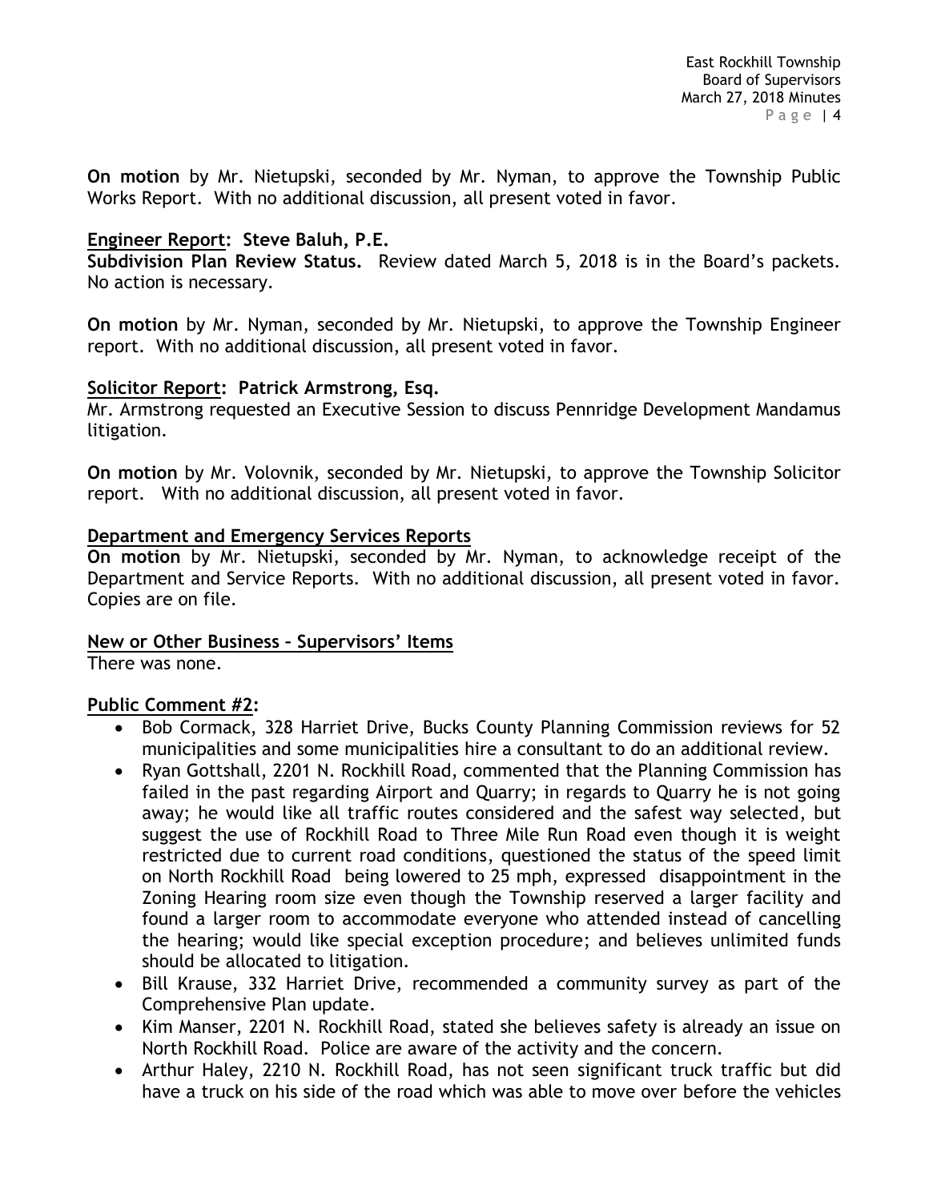**On motion** by Mr. Nietupski, seconded by Mr. Nyman, to approve the Township Public Works Report. With no additional discussion, all present voted in favor.

**Engineer Report: Steve Baluh, P.E.**

**Subdivision Plan Review Status.** Review dated March 5, 2018 is in the Board's packets. No action is necessary.

**On motion** by Mr. Nyman, seconded by Mr. Nietupski, to approve the Township Engineer report. With no additional discussion, all present voted in favor.

**Solicitor Report: Patrick Armstrong, Esq.**

Mr. Armstrong requested an Executive Session to discuss Pennridge Development Mandamus litigation.

**On motion** by Mr. Volovnik, seconded by Mr. Nietupski, to approve the Township Solicitor report. With no additional discussion, all present voted in favor.

**Department and Emergency Services Reports**

**On motion** by Mr. Nietupski, seconded by Mr. Nyman, to acknowledge receipt of the Department and Service Reports. With no additional discussion, all present voted in favor. Copies are on file.

**New or Other Business – Supervisors' Items**

There was none.

**Public Comment #2:**

- Bob Cormack, 328 Harriet Drive, Bucks County Planning Commission reviews for 52 municipalities and some municipalities hire a consultant to do an additional review.
- Ryan Gottshall, 2201 N. Rockhill Road, commented that the Planning Commission has failed in the past regarding Airport and Quarry; in regards to Quarry he is not going away; he would like all traffic routes considered and the safest way selected, but suggest the use of Rockhill Road to Three Mile Run Road even though it is weight restricted due to current road conditions, questioned the status of the speed limit on North Rockhill Road being lowered to 25 mph, expressed disappointment in the Zoning Hearing room size even though the Township reserved a larger facility and found a larger room to accommodate everyone who attended instead of cancelling the hearing; would like special exception procedure; and believes unlimited funds should be allocated to litigation.
- Bill Krause, 332 Harriet Drive, recommended a community survey as part of the Comprehensive Plan update.
- Kim Manser, 2201 N. Rockhill Road, stated she believes safety is already an issue on North Rockhill Road. Police are aware of the activity and the concern.
- Arthur Haley, 2210 N. Rockhill Road, has not seen significant truck traffic but did have a truck on his side of the road which was able to move over before the vehicles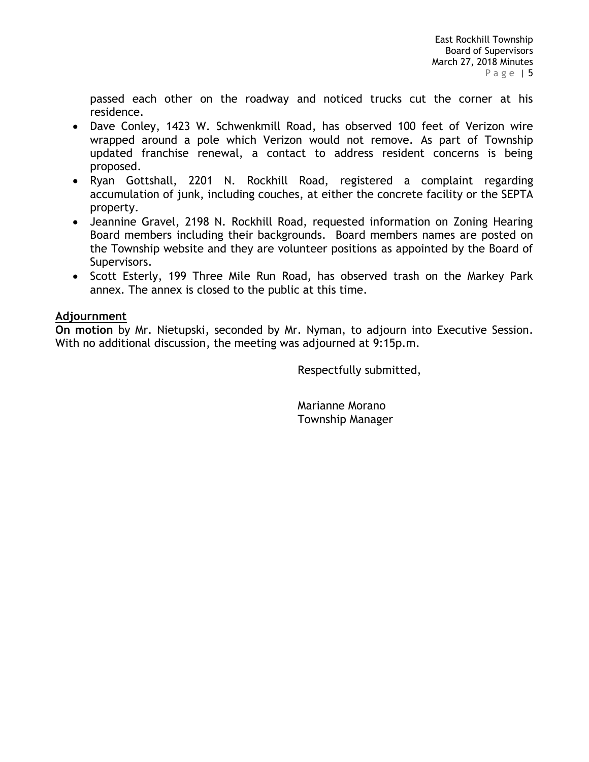passed each other on the roadway and noticed trucks cut the corner at his residence.

- Dave Conley, 1423 W. Schwenkmill Road, has observed 100 feet of Verizon wire wrapped around a pole which Verizon would not remove. As part of Township updated franchise renewal, a contact to address resident concerns is being proposed.
- Ryan Gottshall, 2201 N. Rockhill Road, registered a complaint regarding accumulation of junk, including couches, at either the concrete facility or the SEPTA property.
- Jeannine Gravel, 2198 N. Rockhill Road, requested information on Zoning Hearing Board members including their backgrounds. Board members names are posted on the Township website and they are volunteer positions as appointed by the Board of Supervisors.
- Scott Esterly, 199 Three Mile Run Road, has observed trash on the Markey Park annex. The annex is closed to the public at this time.

## Adjournment

**On motion** by Mr. Nietupski, seconded by Mr. Nyman, to adjourn into Executive Session. With no additional discussion, the meeting was adjourned at 9:15p.m.

Respectfully submitted,

Marianne Morano
Township Manager